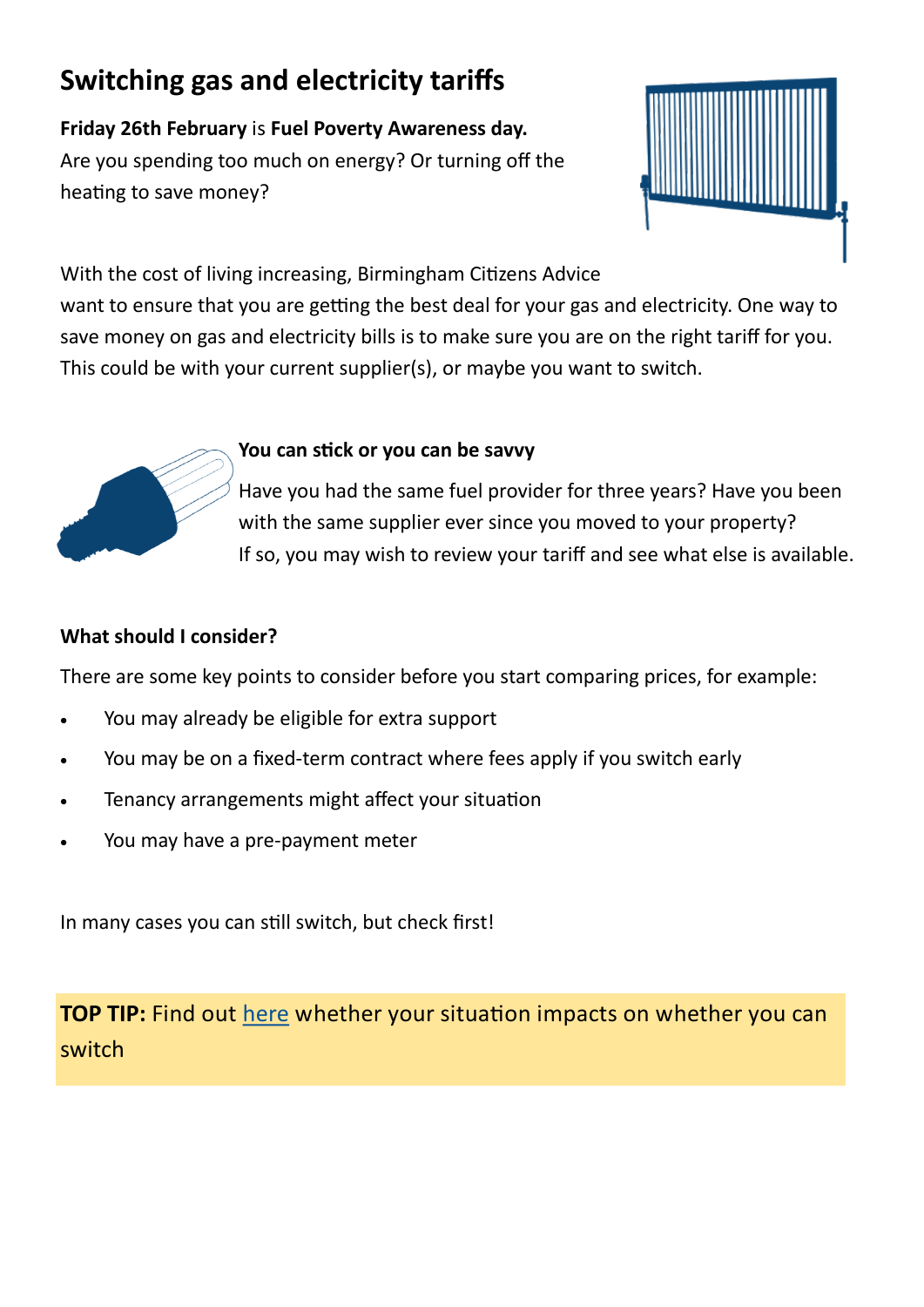# Switching gas and electricity tariffs

**Friday 26th February** is **Fuel Poverty Awareness day.**
Are you spending too much on energy? Or turning off the heating to save money?

With the cost of living increasing, Birmingham Citizens Advice want to ensure that you are getting the best deal for your gas and electricity. One way to save money on gas and electricity bills is to make sure you are on the right tariff for you. This could be with your current supplier(s), or maybe you want to switch.

**You can stick or you can be savvy**

Have you had the same fuel provider for three years? Have you been with the same supplier ever since you moved to your property?
If so, you may wish to review your tariff and see what else is available.

**What should I consider?**

There are some key points to consider before you start comparing prices, for example:

- You may already be eligible for extra support
- You may be on a fixed-term contract where fees apply if you switch early
- Tenancy arrangements might affect your situation
- You may have a pre-payment meter

In many cases you can still switch, but check first!

**TOP TIP:** Find out here whether your situation impacts on whether you can switch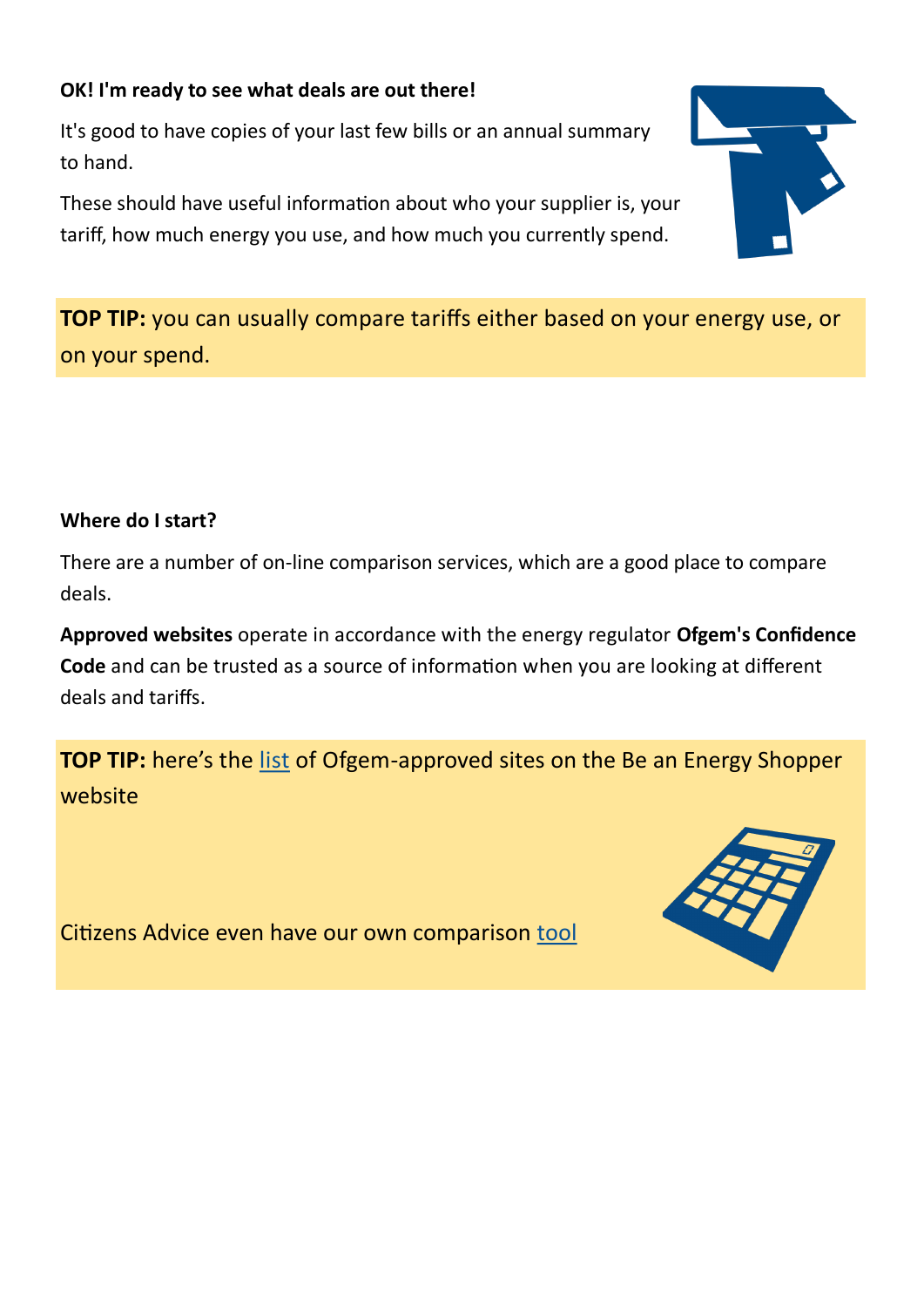**OK! I'm ready to see what deals are out there!**

It's good to have copies of your last few bills or an annual summary to hand.

These should have useful information about who your supplier is, your tariff, how much energy you use, and how much you currently spend.

**TOP TIP:** you can usually compare tariffs either based on your energy use, or on your spend.

**Where do I start?**

There are a number of on-line comparison services, which are a good place to compare deals.

**Approved websites** operate in accordance with the energy regulator **Ofgem's Confidence Code** and can be trusted as a source of information when you are looking at different deals and tariffs.

**TOP TIP:** here's the list of Ofgem-approved sites on the Be an Energy Shopper website

Citizens Advice even have our own comparison tool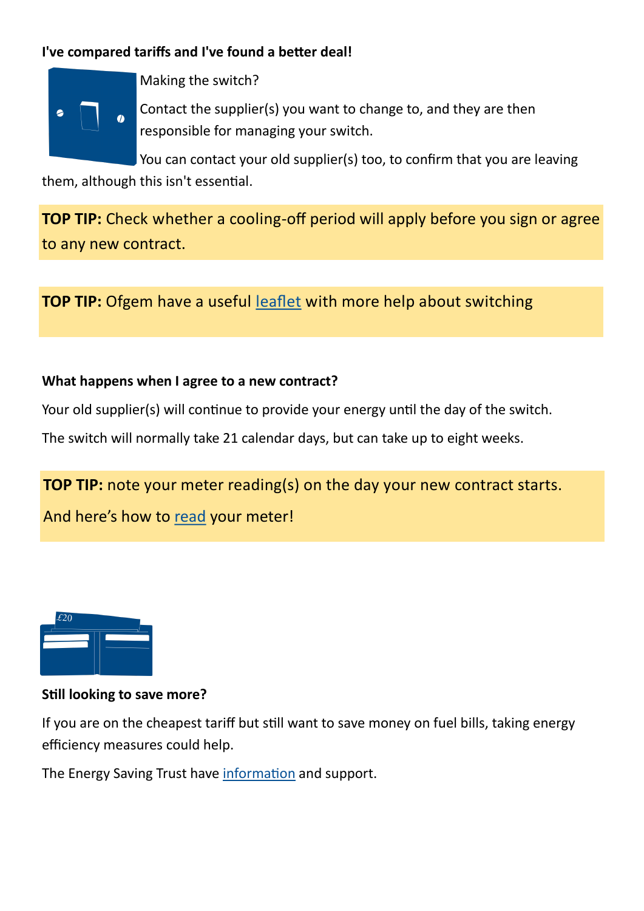**I've compared tariffs and I've found a better deal!**

Making the switch?

Contact the supplier(s) you want to change to, and they are then responsible for managing your switch.

You can contact your old supplier(s) too, to confirm that you are leaving them, although this isn't essential.

**TOP TIP:** Check whether a cooling-off period will apply before you sign or agree to any new contract.

**TOP TIP:** Ofgem have a useful leaflet with more help about switching

**What happens when I agree to a new contract?**

Your old supplier(s) will continue to provide your energy until the day of the switch.

The switch will normally take 21 calendar days, but can take up to eight weeks.

**TOP TIP:** note your meter reading(s) on the day your new contract starts.

And here's how to read your meter!

**Still looking to save more?**

If you are on the cheapest tariff but still want to save money on fuel bills, taking energy efficiency measures could help.

The Energy Saving Trust have information and support.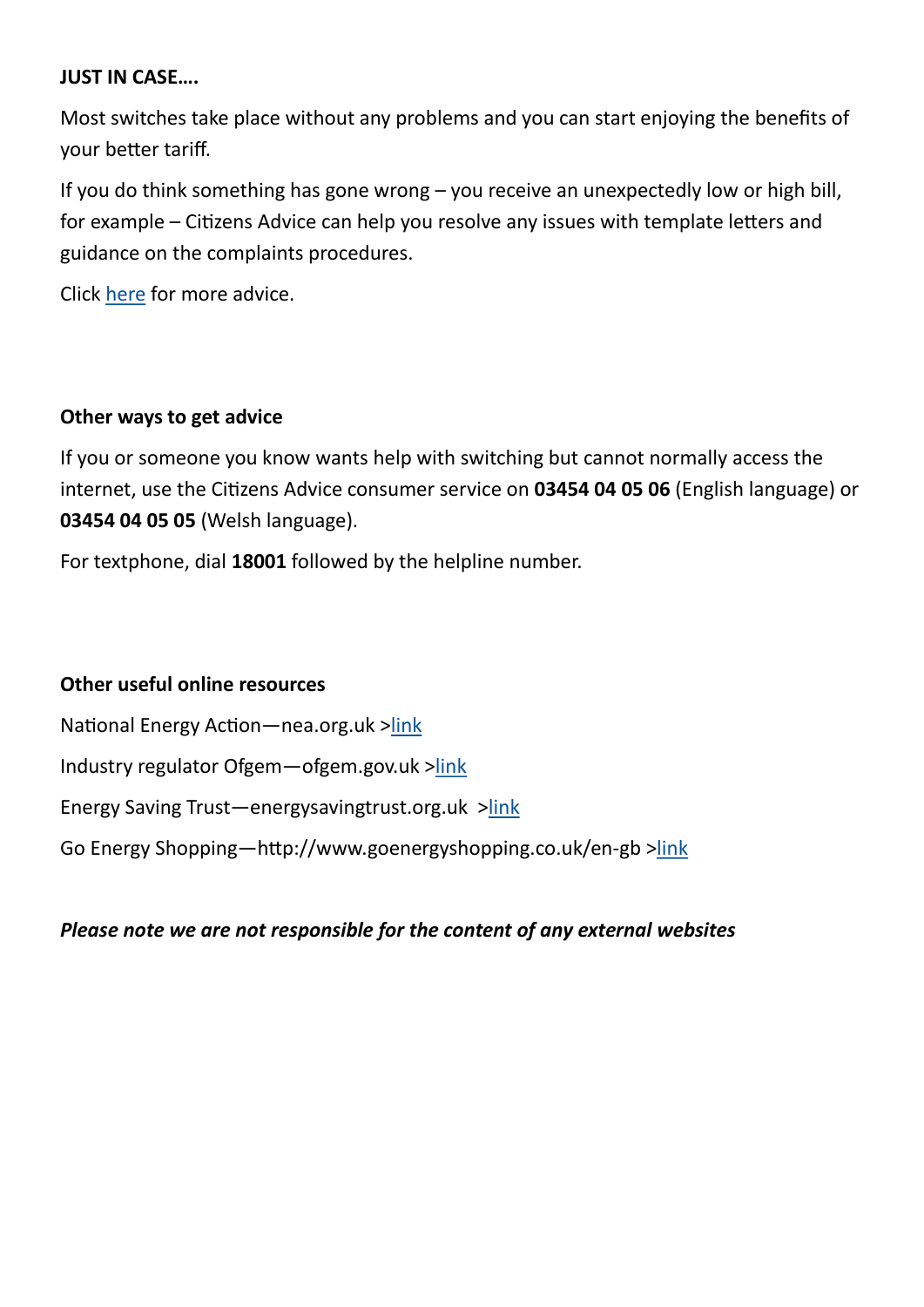**JUST IN CASE….**

Most switches take place without any problems and you can start enjoying the benefits of your better tariff.

If you do think something has gone wrong – you receive an unexpectedly low or high bill, for example – Citizens Advice can help you resolve any issues with template letters and guidance on the complaints procedures.

Click here for more advice.

**Other ways to get advice**

If you or someone you know wants help with switching but cannot normally access the internet, use the Citizens Advice consumer service on **03454 04 05 06** (English language) or **03454 04 05 05** (Welsh language).

For textphone, dial **18001** followed by the helpline number.

**Other useful online resources**

National Energy Action—nea.org.uk >link

Industry regulator Ofgem—ofgem.gov.uk >link

Energy Saving Trust—energysavingtrust.org.uk >link

Go Energy Shopping—http://www.goenergyshopping.co.uk/en-gb >link

***Please note we are not responsible for the content of any external websites***